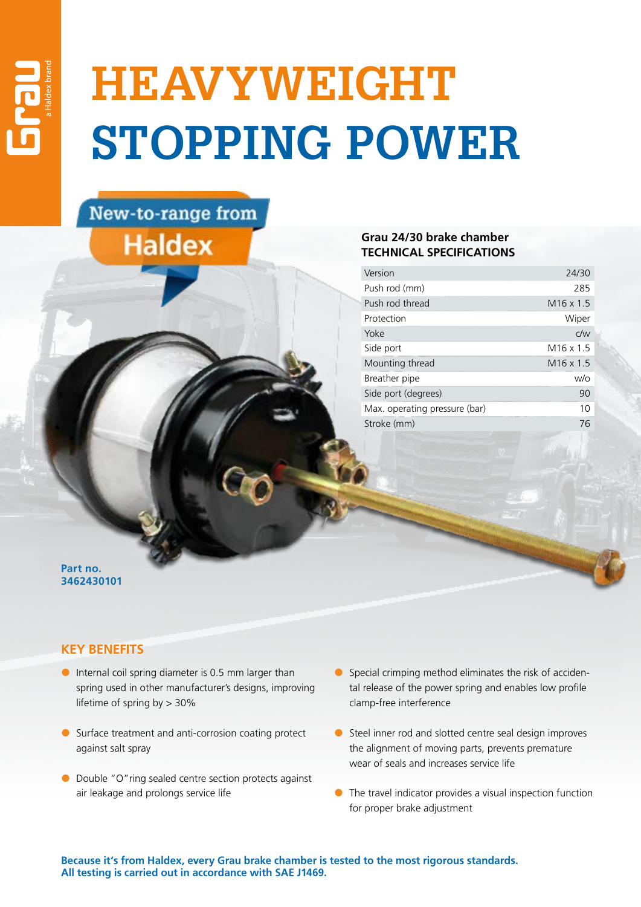Grau a Haldex brand

# HEAVYWEIGHT STOPPING POWER

New-to-range from Haldex

## Grau 24/30 brake chamber TECHNICAL SPECIFICATIONS

| Version | 24/30 |
|---|---|
| Push rod (mm) | 285 |
| Push rod thread | M16 x 1.5 |
| Protection | Wiper |
| Yoke | c/w |
| Side port | M16 x 1.5 |
| Mounting thread | M16 x 1.5 |
| Breather pipe | w/o |
| Side port (degrees) | 90 |
| Max. operating pressure (bar) | 10 |
| Stroke (mm) | 76 |

**Part no. 3462430101**

## KEY BENEFITS

- Internal coil spring diameter is 0.5 mm larger than spring used in other manufacturer's designs, improving lifetime of spring by > 30%
- Surface treatment and anti-corrosion coating protect against salt spray
- Double "O"ring sealed centre section protects against air leakage and prolongs service life
- Special crimping method eliminates the risk of accidental release of the power spring and enables low profile clamp-free interference
- Steel inner rod and slotted centre seal design improves the alignment of moving parts, prevents premature wear of seals and increases service life
- The travel indicator provides a visual inspection function for proper brake adjustment

**Because it's from Haldex, every Grau brake chamber is tested to the most rigorous standards. All testing is carried out in accordance with SAE J1469.**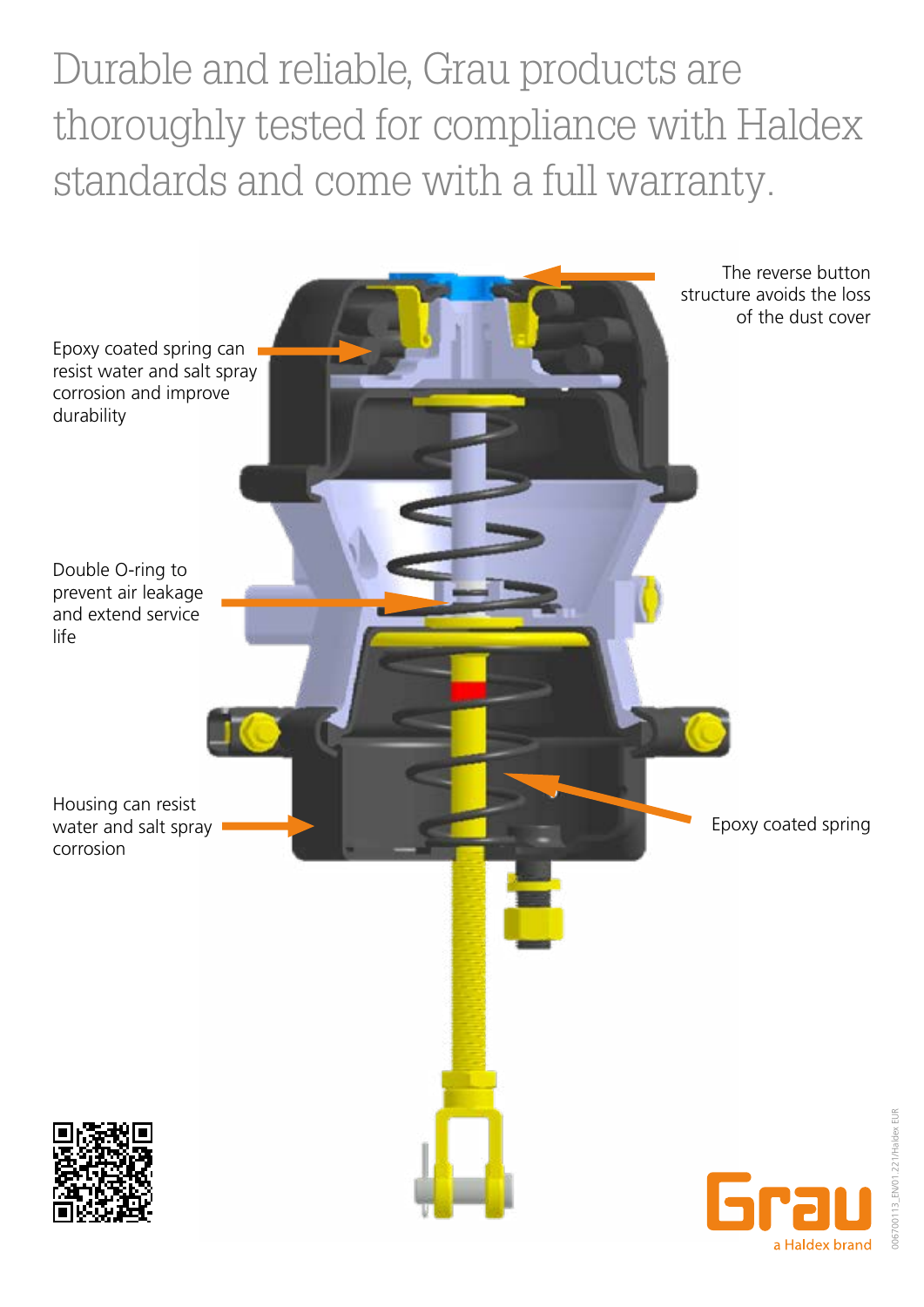# Durable and reliable, Grau products are thoroughly tested for compliance with Haldex standards and come with a full warranty.

The reverse button structure avoids the loss of the dust cover

Epoxy coated spring can resist water and salt spray corrosion and improve durability

Double O-ring to prevent air leakage and extend service life

Housing can resist water and salt spray corrosion

Epoxy coated spring

Grau
a Haldex brand

006700113_EN/01.221/Haldex EUR